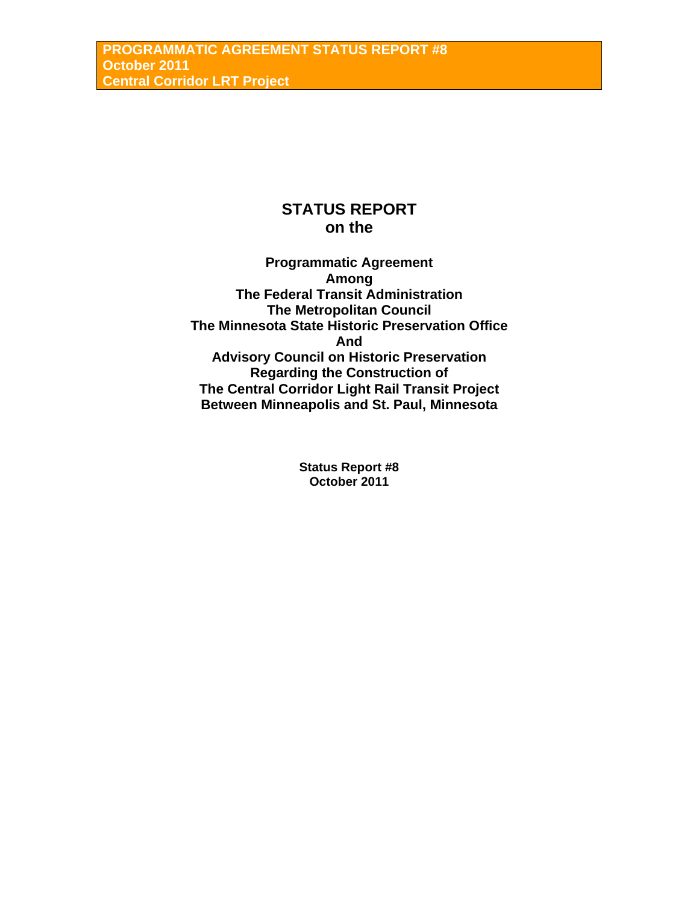# STATUS REPORT
# on the

**Programmatic Agreement**
**Among**
**The Federal Transit Administration**
**The Metropolitan Council**
**The Minnesota State Historic Preservation Office**
**And**
**Advisory Council on Historic Preservation**
**Regarding the Construction of**
**The Central Corridor Light Rail Transit Project**
**Between Minneapolis and St. Paul, Minnesota**

**Status Report #8**
**October 2011**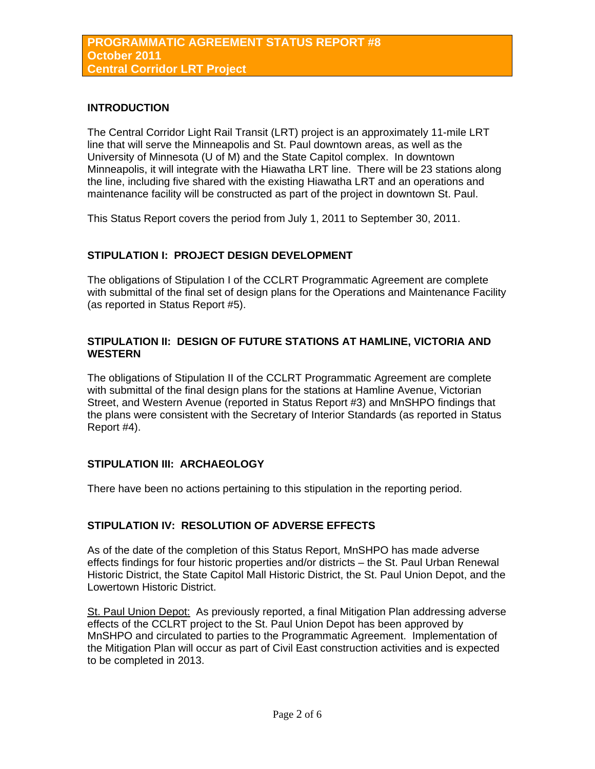**PROGRAMMATIC AGREEMENT STATUS REPORT #8**
**October 2011**
**Central Corridor LRT Project**

## INTRODUCTION

The Central Corridor Light Rail Transit (LRT) project is an approximately 11-mile LRT line that will serve the Minneapolis and St. Paul downtown areas, as well as the University of Minnesota (U of M) and the State Capitol complex. In downtown Minneapolis, it will integrate with the Hiawatha LRT line. There will be 23 stations along the line, including five shared with the existing Hiawatha LRT and an operations and maintenance facility will be constructed as part of the project in downtown St. Paul.

This Status Report covers the period from July 1, 2011 to September 30, 2011.

## STIPULATION I: PROJECT DESIGN DEVELOPMENT

The obligations of Stipulation I of the CCLRT Programmatic Agreement are complete with submittal of the final set of design plans for the Operations and Maintenance Facility (as reported in Status Report #5).

## STIPULATION II: DESIGN OF FUTURE STATIONS AT HAMLINE, VICTORIA AND WESTERN

The obligations of Stipulation II of the CCLRT Programmatic Agreement are complete with submittal of the final design plans for the stations at Hamline Avenue, Victorian Street, and Western Avenue (reported in Status Report #3) and MnSHPO findings that the plans were consistent with the Secretary of Interior Standards (as reported in Status Report #4).

## STIPULATION III: ARCHAEOLOGY

There have been no actions pertaining to this stipulation in the reporting period.

## STIPULATION IV: RESOLUTION OF ADVERSE EFFECTS

As of the date of the completion of this Status Report, MnSHPO has made adverse effects findings for four historic properties and/or districts – the St. Paul Urban Renewal Historic District, the State Capitol Mall Historic District, the St. Paul Union Depot, and the Lowertown Historic District.

St. Paul Union Depot: As previously reported, a final Mitigation Plan addressing adverse effects of the CCLRT project to the St. Paul Union Depot has been approved by MnSHPO and circulated to parties to the Programmatic Agreement. Implementation of the Mitigation Plan will occur as part of Civil East construction activities and is expected to be completed in 2013.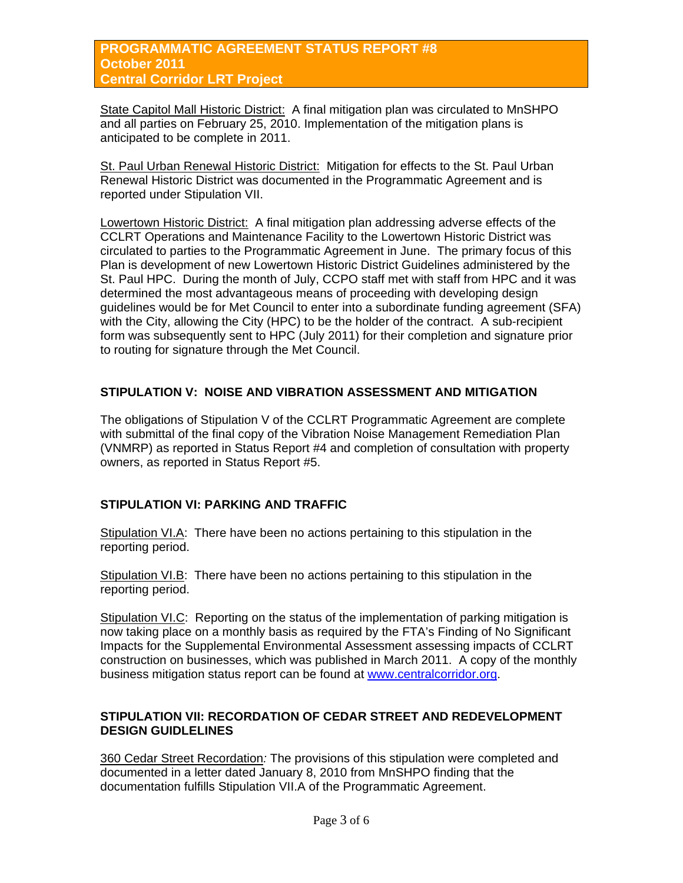State Capitol Mall Historic District: A final mitigation plan was circulated to MnSHPO and all parties on February 25, 2010. Implementation of the mitigation plans is anticipated to be complete in 2011.

St. Paul Urban Renewal Historic District: Mitigation for effects to the St. Paul Urban Renewal Historic District was documented in the Programmatic Agreement and is reported under Stipulation VII.

Lowertown Historic District: A final mitigation plan addressing adverse effects of the CCLRT Operations and Maintenance Facility to the Lowertown Historic District was circulated to parties to the Programmatic Agreement in June. The primary focus of this Plan is development of new Lowertown Historic District Guidelines administered by the St. Paul HPC. During the month of July, CCPO staff met with staff from HPC and it was determined the most advantageous means of proceeding with developing design guidelines would be for Met Council to enter into a subordinate funding agreement (SFA) with the City, allowing the City (HPC) to be the holder of the contract. A sub-recipient form was subsequently sent to HPC (July 2011) for their completion and signature prior to routing for signature through the Met Council.

## STIPULATION V: NOISE AND VIBRATION ASSESSMENT AND MITIGATION

The obligations of Stipulation V of the CCLRT Programmatic Agreement are complete with submittal of the final copy of the Vibration Noise Management Remediation Plan (VNMRP) as reported in Status Report #4 and completion of consultation with property owners, as reported in Status Report #5.

## STIPULATION VI: PARKING AND TRAFFIC

Stipulation VI.A: There have been no actions pertaining to this stipulation in the reporting period.

Stipulation VI.B: There have been no actions pertaining to this stipulation in the reporting period.

Stipulation VI.C: Reporting on the status of the implementation of parking mitigation is now taking place on a monthly basis as required by the FTA's Finding of No Significant Impacts for the Supplemental Environmental Assessment assessing impacts of CCLRT construction on businesses, which was published in March 2011. A copy of the monthly business mitigation status report can be found at www.centralcorridor.org.

## STIPULATION VII: RECORDATION OF CEDAR STREET AND REDEVELOPMENT DESIGN GUIDLELINES

360 Cedar Street Recordation*:* The provisions of this stipulation were completed and documented in a letter dated January 8, 2010 from MnSHPO finding that the documentation fulfills Stipulation VII.A of the Programmatic Agreement.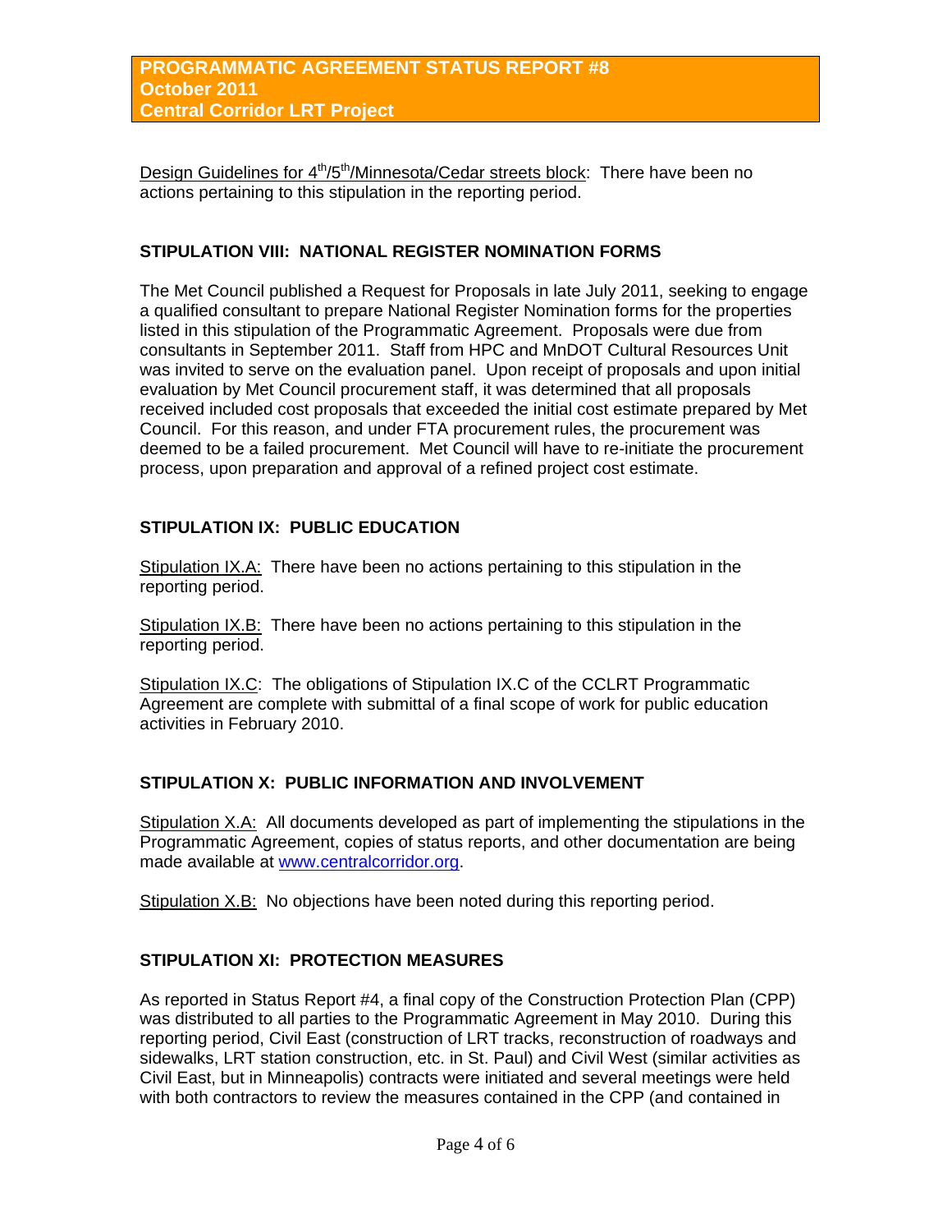Design Guidelines for 4th/5th/Minnesota/Cedar streets block: There have been no actions pertaining to this stipulation in the reporting period.

## STIPULATION VIII: NATIONAL REGISTER NOMINATION FORMS

The Met Council published a Request for Proposals in late July 2011, seeking to engage a qualified consultant to prepare National Register Nomination forms for the properties listed in this stipulation of the Programmatic Agreement. Proposals were due from consultants in September 2011. Staff from HPC and MnDOT Cultural Resources Unit was invited to serve on the evaluation panel. Upon receipt of proposals and upon initial evaluation by Met Council procurement staff, it was determined that all proposals received included cost proposals that exceeded the initial cost estimate prepared by Met Council. For this reason, and under FTA procurement rules, the procurement was deemed to be a failed procurement. Met Council will have to re-initiate the procurement process, upon preparation and approval of a refined project cost estimate.

## STIPULATION IX: PUBLIC EDUCATION

Stipulation IX.A: There have been no actions pertaining to this stipulation in the reporting period.

Stipulation IX.B: There have been no actions pertaining to this stipulation in the reporting period.

Stipulation IX.C: The obligations of Stipulation IX.C of the CCLRT Programmatic Agreement are complete with submittal of a final scope of work for public education activities in February 2010.

## STIPULATION X: PUBLIC INFORMATION AND INVOLVEMENT

Stipulation X.A: All documents developed as part of implementing the stipulations in the Programmatic Agreement, copies of status reports, and other documentation are being made available at www.centralcorridor.org.

Stipulation X.B: No objections have been noted during this reporting period.

## STIPULATION XI: PROTECTION MEASURES

As reported in Status Report #4, a final copy of the Construction Protection Plan (CPP) was distributed to all parties to the Programmatic Agreement in May 2010. During this reporting period, Civil East (construction of LRT tracks, reconstruction of roadways and sidewalks, LRT station construction, etc. in St. Paul) and Civil West (similar activities as Civil East, but in Minneapolis) contracts were initiated and several meetings were held with both contractors to review the measures contained in the CPP (and contained in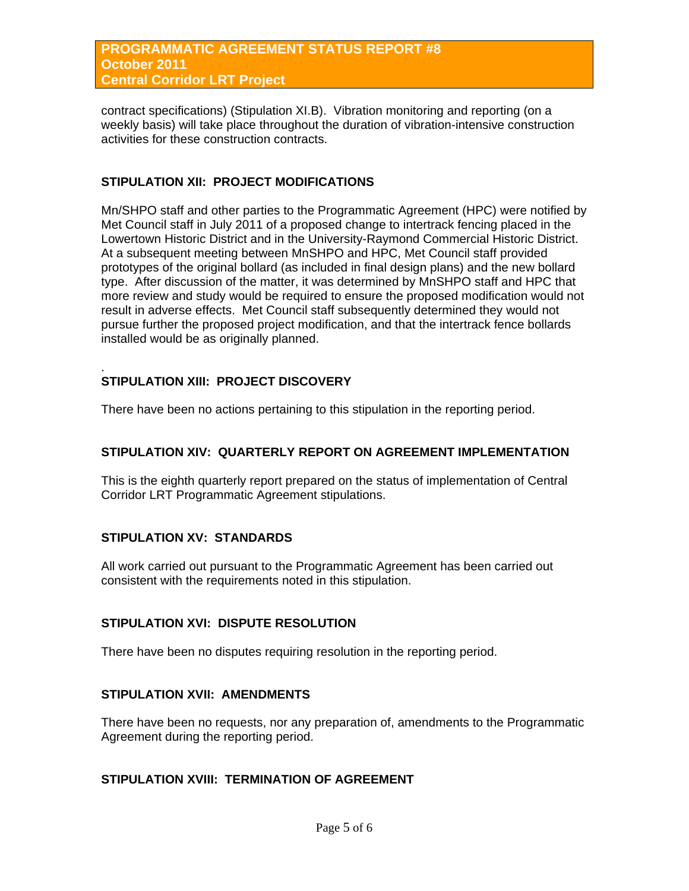contract specifications) (Stipulation XI.B). Vibration monitoring and reporting (on a weekly basis) will take place throughout the duration of vibration-intensive construction activities for these construction contracts.

## STIPULATION XII: PROJECT MODIFICATIONS

Mn/SHPO staff and other parties to the Programmatic Agreement (HPC) were notified by Met Council staff in July 2011 of a proposed change to intertrack fencing placed in the Lowertown Historic District and in the University-Raymond Commercial Historic District. At a subsequent meeting between MnSHPO and HPC, Met Council staff provided prototypes of the original bollard (as included in final design plans) and the new bollard type. After discussion of the matter, it was determined by MnSHPO staff and HPC that more review and study would be required to ensure the proposed modification would not result in adverse effects. Met Council staff subsequently determined they would not pursue further the proposed project modification, and that the intertrack fence bollards installed would be as originally planned.

.

## STIPULATION XIII: PROJECT DISCOVERY

There have been no actions pertaining to this stipulation in the reporting period.

## STIPULATION XIV: QUARTERLY REPORT ON AGREEMENT IMPLEMENTATION

This is the eighth quarterly report prepared on the status of implementation of Central Corridor LRT Programmatic Agreement stipulations.

## STIPULATION XV: STANDARDS

All work carried out pursuant to the Programmatic Agreement has been carried out consistent with the requirements noted in this stipulation.

## STIPULATION XVI: DISPUTE RESOLUTION

There have been no disputes requiring resolution in the reporting period.

## STIPULATION XVII: AMENDMENTS

There have been no requests, nor any preparation of, amendments to the Programmatic Agreement during the reporting period.

## STIPULATION XVIII: TERMINATION OF AGREEMENT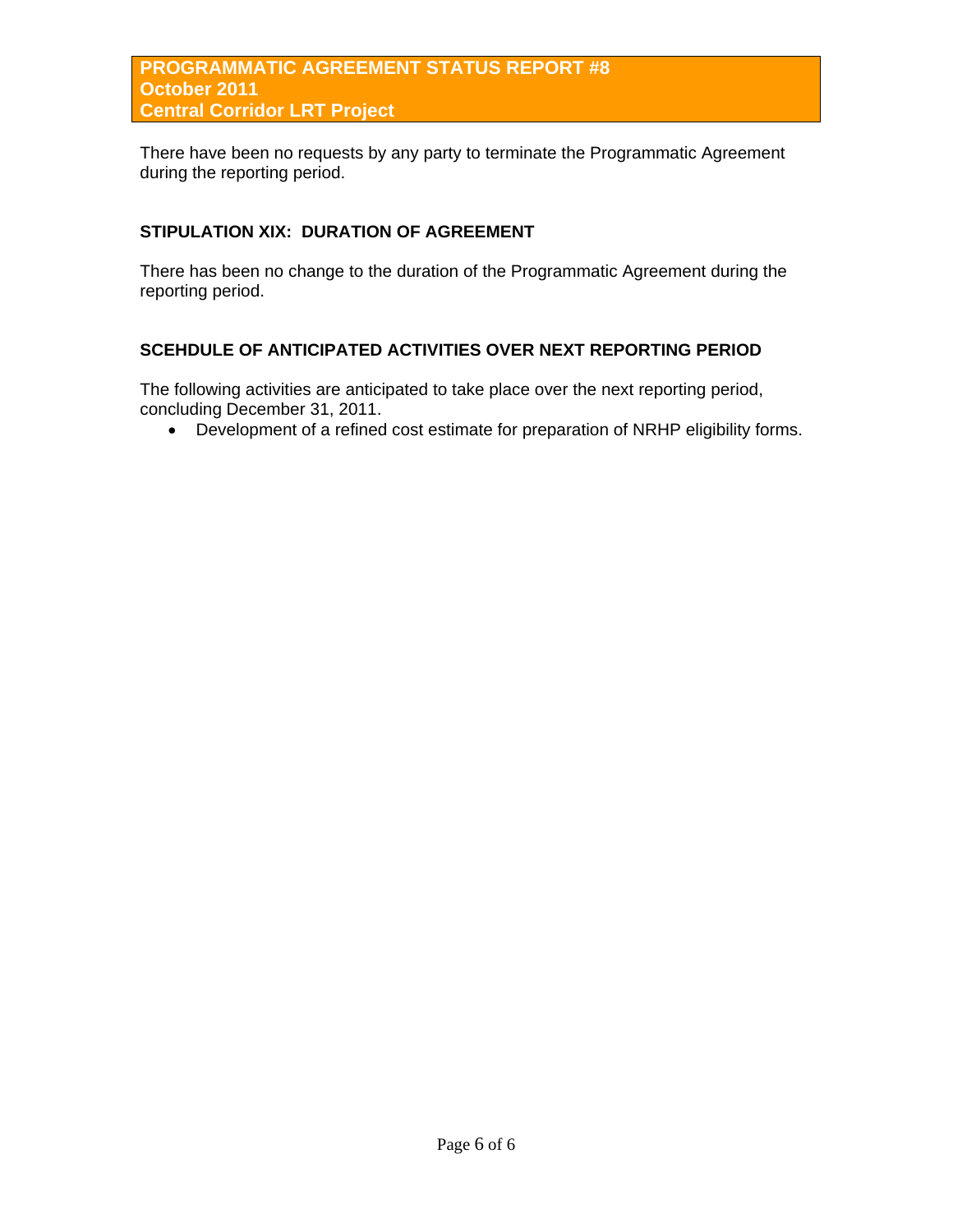There have been no requests by any party to terminate the Programmatic Agreement during the reporting period.

### STIPULATION XIX: DURATION OF AGREEMENT

There has been no change to the duration of the Programmatic Agreement during the reporting period.

### SCEHDULE OF ANTICIPATED ACTIVITIES OVER NEXT REPORTING PERIOD

The following activities are anticipated to take place over the next reporting period, concluding December 31, 2011.

- Development of a refined cost estimate for preparation of NRHP eligibility forms.